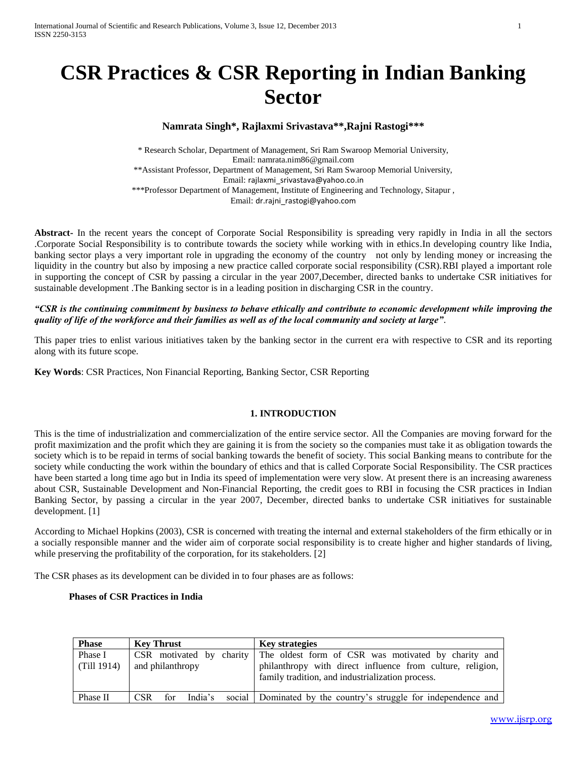# CSR Practices & CSR Reporting in Indian Banking Sector

**Namrata Singh*, Rajlaxmi Srivastava**,Rajni Rastogi*****

* Research Scholar, Department of Management, Sri Ram Swaroop Memorial University, Email: namrata.nim86@gmail.com
**Assistant Professor, Department of Management, Sri Ram Swaroop Memorial University, Email: rajlaxmi_srivastava@yahoo.co.in
***Professor Department of Management, Institute of Engineering and Technology, Sitapur , Email: dr.rajni_rastogi@yahoo.com

**Abstract-** In the recent years the concept of Corporate Social Responsibility is spreading very rapidly in India in all the sectors .Corporate Social Responsibility is to contribute towards the society while working with in ethics.In developing country like India, banking sector plays a very important role in upgrading the economy of the country not only by lending money or increasing the liquidity in the country but also by imposing a new practice called corporate social responsibility (CSR).RBI played a important role in supporting the concept of CSR by passing a circular in the year 2007,December, directed banks to undertake CSR initiatives for sustainable development .The Banking sector is in a leading position in discharging CSR in the country.

***"CSR is the continuing commitment by business to behave ethically and contribute to economic development while improving the quality of life of the workforce and their families as well as of the local community and society at large"***.

This paper tries to enlist various initiatives taken by the banking sector in the current era with respective to CSR and its reporting along with its future scope.

**Key Words**: CSR Practices, Non Financial Reporting, Banking Sector, CSR Reporting

## 1. INTRODUCTION

This is the time of industrialization and commercialization of the entire service sector. All the Companies are moving forward for the profit maximization and the profit which they are gaining it is from the society so the companies must take it as obligation towards the society which is to be repaid in terms of social banking towards the benefit of society. This social Banking means to contribute for the society while conducting the work within the boundary of ethics and that is called Corporate Social Responsibility. The CSR practices have been started a long time ago but in India its speed of implementation were very slow. At present there is an increasing awareness about CSR, Sustainable Development and Non-Financial Reporting, the credit goes to RBI in focusing the CSR practices in Indian Banking Sector, by passing a circular in the year 2007, December, directed banks to undertake CSR initiatives for sustainable development. [1]

According to Michael Hopkins (2003), CSR is concerned with treating the internal and external stakeholders of the firm ethically or in a socially responsible manner and the wider aim of corporate social responsibility is to create higher and higher standards of living, while preserving the profitability of the corporation, for its stakeholders. [2]

The CSR phases as its development can be divided in to four phases are as follows:

**Phases of CSR Practices in India**

| Phase | Key Thrust | Key strategies |
|---|---|---|
| Phase I (Till 1914) | CSR motivated by charity and philanthropy | The oldest form of CSR was motivated by charity and philanthropy with direct influence from culture, religion, family tradition, and industrialization process. |
| Phase II | CSR for India's social | Dominated by the country's struggle for independence and |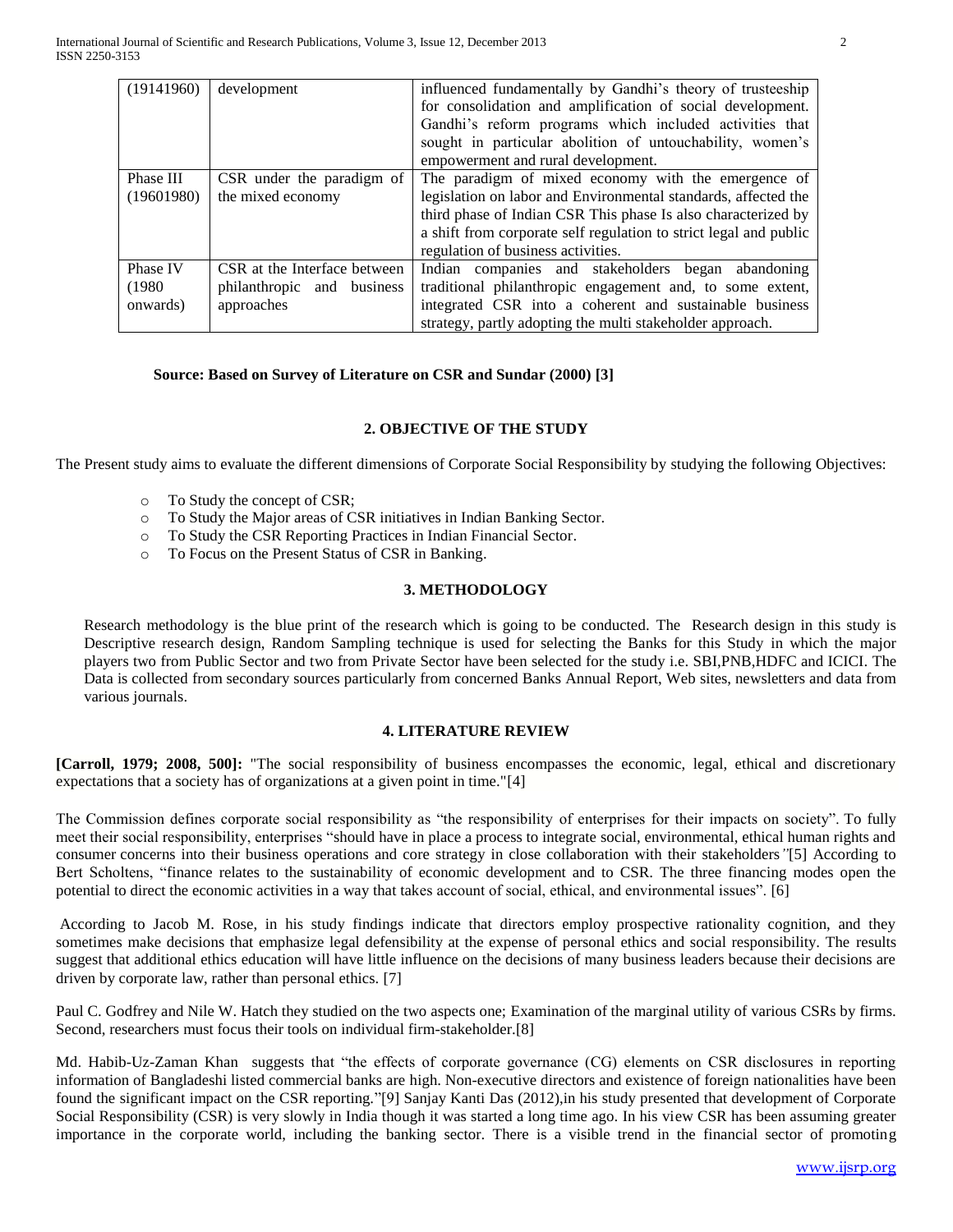| (19141960) | development | influenced fundamentally by Gandhi's theory of trusteeship for consolidation and amplification of social development. Gandhi's reform programs which included activities that sought in particular abolition of untouchability, women's empowerment and rural development. |
|---|---|---|
| Phase III (19601980) | CSR under the paradigm of the mixed economy | The paradigm of mixed economy with the emergence of legislation on labor and Environmental standards, affected the third phase of Indian CSR This phase Is also characterized by a shift from corporate self regulation to strict legal and public regulation of business activities. |
| Phase IV (1980 onwards) | CSR at the Interface between philanthropic and business approaches | Indian companies and stakeholders began abandoning traditional philanthropic engagement and, to some extent, integrated CSR into a coherent and sustainable business strategy, partly adopting the multi stakeholder approach. |

**Source: Based on Survey of Literature on CSR and Sundar (2000) [3]**

## 2. OBJECTIVE OF THE STUDY

The Present study aims to evaluate the different dimensions of Corporate Social Responsibility by studying the following Objectives:

- To Study the concept of CSR;
- To Study the Major areas of CSR initiatives in Indian Banking Sector.
- To Study the CSR Reporting Practices in Indian Financial Sector.
- To Focus on the Present Status of CSR in Banking.

## 3. METHODOLOGY

Research methodology is the blue print of the research which is going to be conducted. The Research design in this study is Descriptive research design, Random Sampling technique is used for selecting the Banks for this Study in which the major players two from Public Sector and two from Private Sector have been selected for the study i.e. SBI,PNB,HDFC and ICICI. The Data is collected from secondary sources particularly from concerned Banks Annual Report, Web sites, newsletters and data from various journals.

## 4. LITERATURE REVIEW

**[Carroll, 1979; 2008, 500]:** "The social responsibility of business encompasses the economic, legal, ethical and discretionary expectations that a society has of organizations at a given point in time."[4]

The Commission defines corporate social responsibility as "the responsibility of enterprises for their impacts on society". To fully meet their social responsibility, enterprises "should have in place a process to integrate social, environmental, ethical human rights and consumer concerns into their business operations and core strategy in close collaboration with their stakeholders*"*[5] According to Bert Scholtens, "finance relates to the sustainability of economic development and to CSR. The three financing modes open the potential to direct the economic activities in a way that takes account of social, ethical, and environmental issues". [6]

According to Jacob M. Rose, in his study findings indicate that directors employ prospective rationality cognition, and they sometimes make decisions that emphasize legal defensibility at the expense of personal ethics and social responsibility. The results suggest that additional ethics education will have little influence on the decisions of many business leaders because their decisions are driven by corporate law, rather than personal ethics. [7]

Paul C. Godfrey and Nile W. Hatch they studied on the two aspects one; Examination of the marginal utility of various CSRs by firms. Second, researchers must focus their tools on individual firm-stakeholder.[8]

Md. Habib-Uz-Zaman Khan suggests that "the effects of corporate governance (CG) elements on CSR disclosures in reporting information of Bangladeshi listed commercial banks are high. Non-executive directors and existence of foreign nationalities have been found the significant impact on the CSR reporting."[9] Sanjay Kanti Das (2012),in his study presented that development of Corporate Social Responsibility (CSR) is very slowly in India though it was started a long time ago. In his view CSR has been assuming greater importance in the corporate world, including the banking sector. There is a visible trend in the financial sector of promoting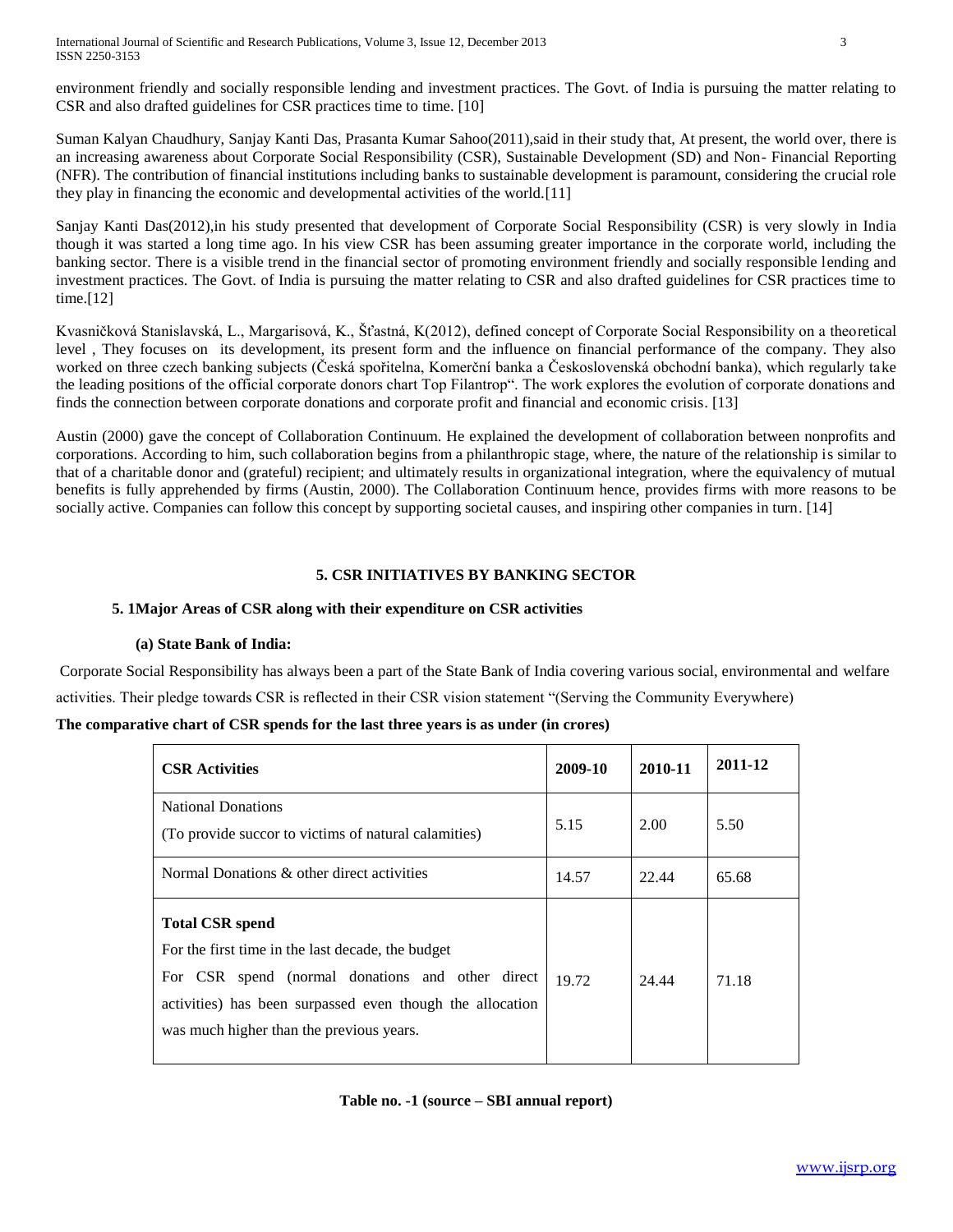environment friendly and socially responsible lending and investment practices. The Govt. of India is pursuing the matter relating to CSR and also drafted guidelines for CSR practices time to time. [10]

Suman Kalyan Chaudhury, Sanjay Kanti Das, Prasanta Kumar Sahoo(2011),said in their study that, At present, the world over, there is an increasing awareness about Corporate Social Responsibility (CSR), Sustainable Development (SD) and Non- Financial Reporting (NFR). The contribution of financial institutions including banks to sustainable development is paramount, considering the crucial role they play in financing the economic and developmental activities of the world.[11]

Sanjay Kanti Das(2012),in his study presented that development of Corporate Social Responsibility (CSR) is very slowly in India though it was started a long time ago. In his view CSR has been assuming greater importance in the corporate world, including the banking sector. There is a visible trend in the financial sector of promoting environment friendly and socially responsible lending and investment practices. The Govt. of India is pursuing the matter relating to CSR and also drafted guidelines for CSR practices time to time.[12]

Kvasničková Stanislavská, L., Margarisová, K., Šťastná, K(2012), defined concept of Corporate Social Responsibility on a theoretical level , They focuses on its development, its present form and the influence on financial performance of the company. They also worked on three czech banking subjects (Česká spořitelna, Komerční banka a Československá obchodní banka), which regularly take the leading positions of the official corporate donors chart Top Filantrop". The work explores the evolution of corporate donations and finds the connection between corporate donations and corporate profit and financial and economic crisis. [13]

Austin (2000) gave the concept of Collaboration Continuum. He explained the development of collaboration between nonprofits and corporations. According to him, such collaboration begins from a philanthropic stage, where, the nature of the relationship is similar to that of a charitable donor and (grateful) recipient; and ultimately results in organizational integration, where the equivalency of mutual benefits is fully apprehended by firms (Austin, 2000). The Collaboration Continuum hence, provides firms with more reasons to be socially active. Companies can follow this concept by supporting societal causes, and inspiring other companies in turn. [14]

## 5. CSR INITIATIVES BY BANKING SECTOR

### 5. 1Major Areas of CSR along with their expenditure on CSR activities

#### (a) State Bank of India:

Corporate Social Responsibility has always been a part of the State Bank of India covering various social, environmental and welfare activities. Their pledge towards CSR is reflected in their CSR vision statement "(Serving the Community Everywhere)

**The comparative chart of CSR spends for the last three years is as under (in crores)**

| CSR Activities | 2009-10 | 2010-11 | 2011-12 |
|---|---|---|---|
| National Donations (To provide succor to victims of natural calamities) | 5.15 | 2.00 | 5.50 |
| Normal Donations & other direct activities | 14.57 | 22.44 | 65.68 |
| **Total CSR spend** For the first time in the last decade, the budget For CSR spend (normal donations and other direct activities) has been surpassed even though the allocation was much higher than the previous years. | 19.72 | 24.44 | 71.18 |

**Table no. -1 (source – SBI annual report)**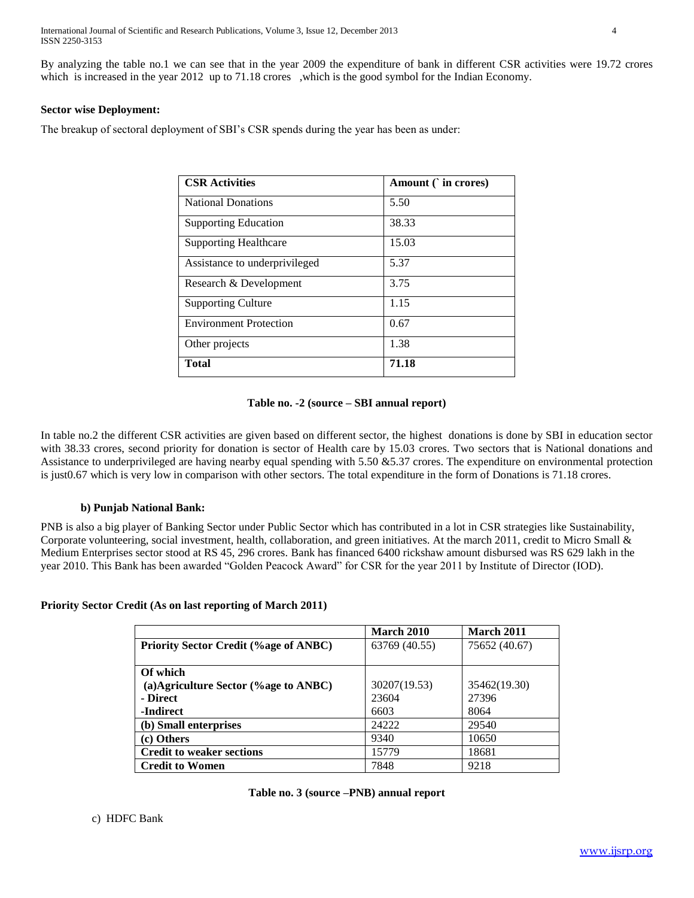By analyzing the table no.1 we can see that in the year 2009 the expenditure of bank in different CSR activities were 19.72 crores which is increased in the year 2012 up to 71.18 crores ,which is the good symbol for the Indian Economy.

**Sector wise Deployment:**

The breakup of sectoral deployment of SBI's CSR spends during the year has been as under:

| **CSR Activities** | **Amount (` in crores)** |
|---|---|
| National Donations | 5.50 |
| Supporting Education | 38.33 |
| Supporting Healthcare | 15.03 |
| Assistance to underprivileged | 5.37 |
| Research & Development | 3.75 |
| Supporting Culture | 1.15 |
| Environment Protection | 0.67 |
| Other projects | 1.38 |
| **Total** | **71.18** |

**Table no. -2 (source – SBI annual report)**

In table no.2 the different CSR activities are given based on different sector, the highest donations is done by SBI in education sector with 38.33 crores, second priority for donation is sector of Health care by 15.03 crores. Two sectors that is National donations and Assistance to underprivileged are having nearby equal spending with 5.50 &5.37 crores. The expenditure on environmental protection is just0.67 which is very low in comparison with other sectors. The total expenditure in the form of Donations is 71.18 crores.

**b) Punjab National Bank:**

PNB is also a big player of Banking Sector under Public Sector which has contributed in a lot in CSR strategies like Sustainability, Corporate volunteering, social investment, health, collaboration, and green initiatives. At the march 2011, credit to Micro Small & Medium Enterprises sector stood at RS 45, 296 crores. Bank has financed 6400 rickshaw amount disbursed was RS 629 lakh in the year 2010. This Bank has been awarded "Golden Peacock Award" for CSR for the year 2011 by Institute of Director (IOD).

**Priority Sector Credit (As on last reporting of March 2011)**

| | **March 2010** | **March 2011** |
|---|---|---|
| **Priority Sector Credit (%age of ANBC)** | 63769 (40.55) | 75652 (40.67) |
| **Of which** | | |
| **(a)Agriculture Sector (%age to ANBC)** | 30207(19.53) | 35462(19.30) |
| **- Direct** | 23604 | 27396 |
| **-Indirect** | 6603 | 8064 |
| **(b) Small enterprises** | 24222 | 29540 |
| **(c) Others** | 9340 | 10650 |
| **Credit to weaker sections** | 15779 | 18681 |
| **Credit to Women** | 7848 | 9218 |

**Table no. 3 (source –PNB) annual report**

c) HDFC Bank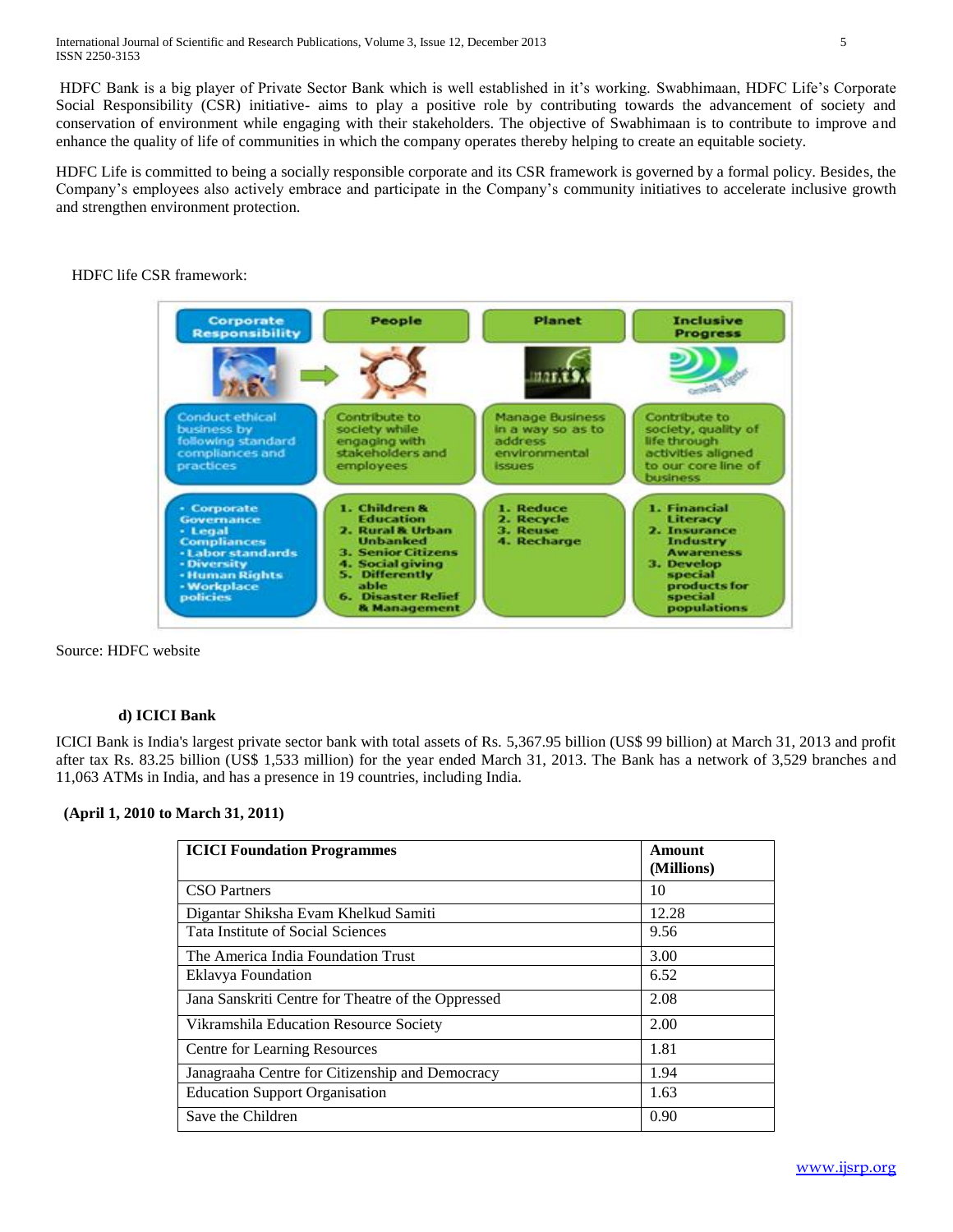HDFC Bank is a big player of Private Sector Bank which is well established in it's working. Swabhimaan, HDFC Life's Corporate Social Responsibility (CSR) initiative- aims to play a positive role by contributing towards the advancement of society and conservation of environment while engaging with their stakeholders. The objective of Swabhimaan is to contribute to improve and enhance the quality of life of communities in which the company operates thereby helping to create an equitable society.

HDFC Life is committed to being a socially responsible corporate and its CSR framework is governed by a formal policy. Besides, the Company's employees also actively embrace and participate in the Company's community initiatives to accelerate inclusive growth and strengthen environment protection.

HDFC life CSR framework:

| Corporate Responsibility | People | Planet | Inclusive Progress |
|---|---|---|---|
| Conduct ethical business by following standard compliances and practices | Contribute to society while engaging with stakeholders and employees | Manage Business in a way so as to address environmental issues | Contribute to society, quality of life through activities aligned to our core line of business |
| • Corporate Governance • Legal Compliances • Labor standards • Diversity • Human Rights • Workplace policies | 1. Children & Education 2. Rural & Urban Unbanked 3. Senior Citizens 4. Social giving 5. Differently able 6. Disaster Relief & Management | 1. Reduce 2. Recycle 3. Reuse 4. Recharge | 1. Financial Literacy 2. Insurance Industry Awareness 3. Develop special products for special populations |

Source: HDFC website

### d) ICICI Bank

ICICI Bank is India's largest private sector bank with total assets of Rs. 5,367.95 billion (US$ 99 billion) at March 31, 2013 and profit after tax Rs. 83.25 billion (US$ 1,533 million) for the year ended March 31, 2013. The Bank has a network of 3,529 branches and 11,063 ATMs in India, and has a presence in 19 countries, including India.

**(April 1, 2010 to March 31, 2011)**

| ICICI Foundation Programmes | Amount (Millions) |
|---|---|
| CSO Partners | 10 |
| Digantar Shiksha Evam Khelkud Samiti | 12.28 |
| Tata Institute of Social Sciences | 9.56 |
| The America India Foundation Trust | 3.00 |
| Eklavya Foundation | 6.52 |
| Jana Sanskriti Centre for Theatre of the Oppressed | 2.08 |
| Vikramshila Education Resource Society | 2.00 |
| Centre for Learning Resources | 1.81 |
| Janagraaha Centre for Citizenship and Democracy | 1.94 |
| Education Support Organisation | 1.63 |
| Save the Children | 0.90 |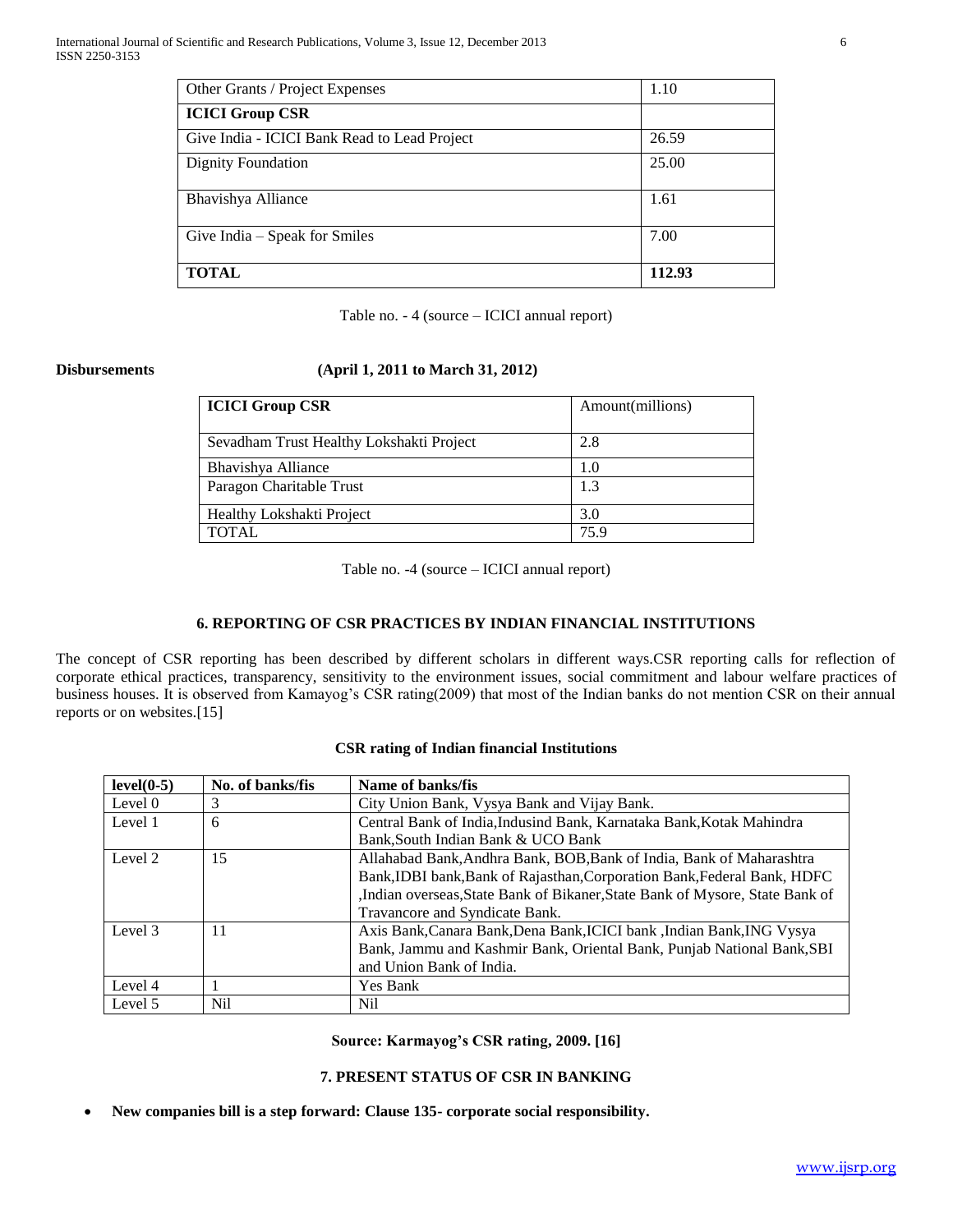| Other Grants / Project Expenses | 1.10 |
|---|---|
| **ICICI Group CSR** | |
| Give India - ICICI Bank Read to Lead Project | 26.59 |
| Dignity Foundation | 25.00 |
| Bhavishya Alliance | 1.61 |
| Give India – Speak for Smiles | 7.00 |
| **TOTAL** | **112.93** |

Table no. - 4 (source – ICICI annual report)

**Disbursements (April 1, 2011 to March 31, 2012)**

| **ICICI Group CSR** | Amount(millions) |
|---|---|
| Sevadham Trust Healthy Lokshakti Project | 2.8 |
| Bhavishya Alliance | 1.0 |
| Paragon Charitable Trust | 1.3 |
| Healthy Lokshakti Project | 3.0 |
| TOTAL | 75.9 |

Table no. -4 (source – ICICI annual report)

### 6. REPORTING OF CSR PRACTICES BY INDIAN FINANCIAL INSTITUTIONS

The concept of CSR reporting has been described by different scholars in different ways.CSR reporting calls for reflection of corporate ethical practices, transparency, sensitivity to the environment issues, social commitment and labour welfare practices of business houses. It is observed from Kamayog's CSR rating(2009) that most of the Indian banks do not mention CSR on their annual reports or on websites.[15]

**CSR rating of Indian financial Institutions**

| **level(0-5)** | **No. of banks/fis** | **Name of banks/fis** |
|---|---|---|
| Level 0 | 3 | City Union Bank, Vysya Bank and Vijay Bank. |
| Level 1 | 6 | Central Bank of India,Indusind Bank, Karnataka Bank,Kotak Mahindra Bank,South Indian Bank & UCO Bank |
| Level 2 | 15 | Allahabad Bank,Andhra Bank, BOB,Bank of India, Bank of Maharashtra Bank,IDBI bank,Bank of Rajasthan,Corporation Bank,Federal Bank, HDFC ,Indian overseas,State Bank of Bikaner,State Bank of Mysore, State Bank of Travancore and Syndicate Bank. |
| Level 3 | 11 | Axis Bank,Canara Bank,Dena Bank,ICICI bank ,Indian Bank,ING Vysya Bank, Jammu and Kashmir Bank, Oriental Bank, Punjab National Bank,SBI and Union Bank of India. |
| Level 4 | 1 | Yes Bank |
| Level 5 | Nil | Nil |

**Source: Karmayog's CSR rating, 2009. [16]**

### 7. PRESENT STATUS OF CSR IN BANKING

- **New companies bill is a step forward: Clause 135- corporate social responsibility.**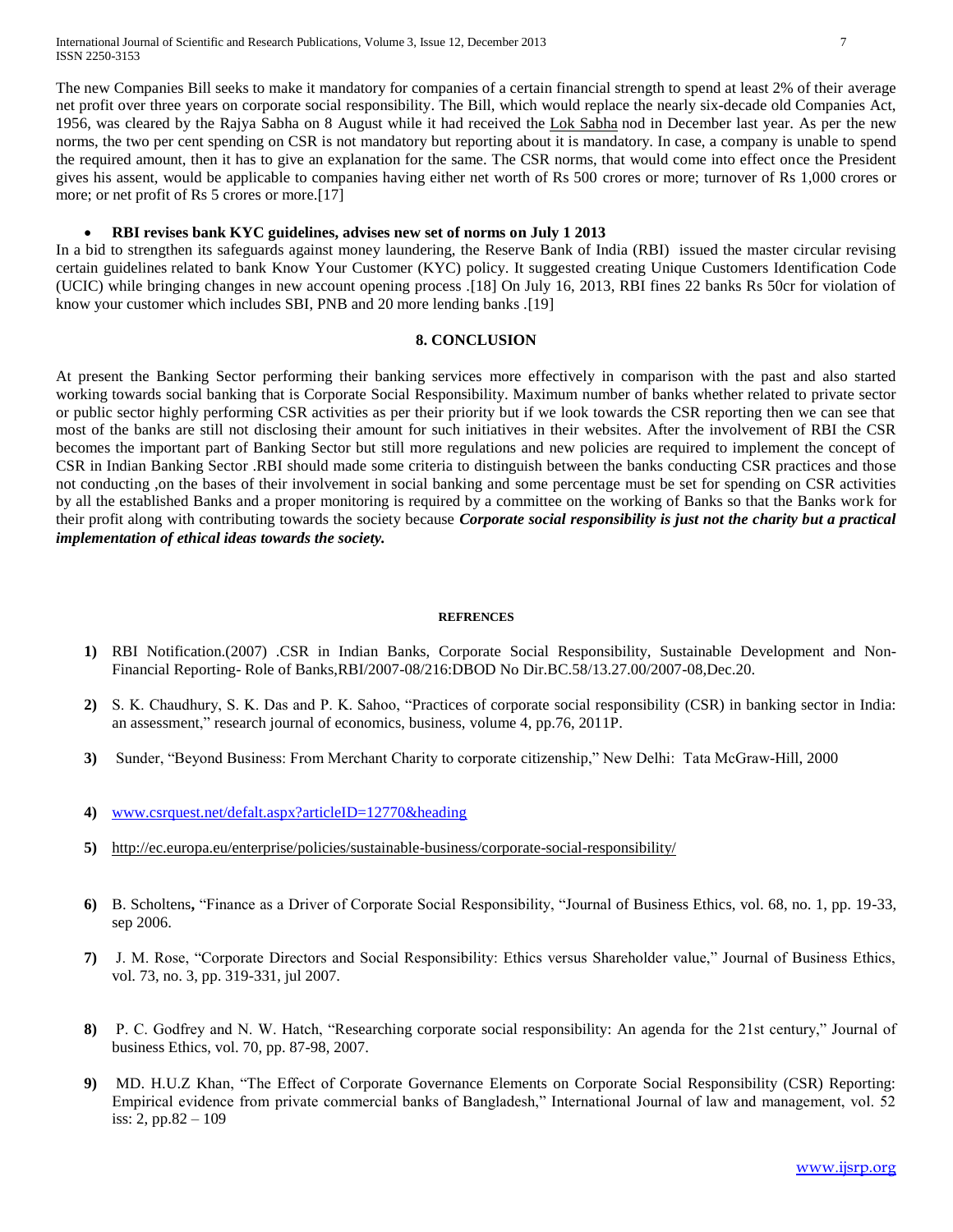The new Companies Bill seeks to make it mandatory for companies of a certain financial strength to spend at least 2% of their average net profit over three years on corporate social responsibility. The Bill, which would replace the nearly six-decade old Companies Act, 1956, was cleared by the Rajya Sabha on 8 August while it had received the Lok Sabha nod in December last year. As per the new norms, the two per cent spending on CSR is not mandatory but reporting about it is mandatory. In case, a company is unable to spend the required amount, then it has to give an explanation for the same. The CSR norms, that would come into effect once the President gives his assent, would be applicable to companies having either net worth of Rs 500 crores or more; turnover of Rs 1,000 crores or more; or net profit of Rs 5 crores or more.[17]

- **RBI revises bank KYC guidelines, advises new set of norms on July 1 2013**

In a bid to strengthen its safeguards against money laundering, the Reserve Bank of India (RBI) issued the master circular revising certain guidelines related to bank Know Your Customer (KYC) policy. It suggested creating Unique Customers Identification Code (UCIC) while bringing changes in new account opening process .[18] On July 16, 2013, RBI fines 22 banks Rs 50cr for violation of know your customer which includes SBI, PNB and 20 more lending banks .[19]

## 8. CONCLUSION

At present the Banking Sector performing their banking services more effectively in comparison with the past and also started working towards social banking that is Corporate Social Responsibility. Maximum number of banks whether related to private sector or public sector highly performing CSR activities as per their priority but if we look towards the CSR reporting then we can see that most of the banks are still not disclosing their amount for such initiatives in their websites. After the involvement of RBI the CSR becomes the important part of Banking Sector but still more regulations and new policies are required to implement the concept of CSR in Indian Banking Sector .RBI should made some criteria to distinguish between the banks conducting CSR practices and those not conducting ,on the bases of their involvement in social banking and some percentage must be set for spending on CSR activities by all the established Banks and a proper monitoring is required by a committee on the working of Banks so that the Banks work for their profit along with contributing towards the society because ***Corporate social responsibility is just not the charity but a practical implementation of ethical ideas towards the society.***

### REFRENCES

1) RBI Notification.(2007) .CSR in Indian Banks, Corporate Social Responsibility, Sustainable Development and Non-Financial Reporting- Role of Banks,RBI/2007-08/216:DBOD No Dir.BC.58/13.27.00/2007-08,Dec.20.
2) S. K. Chaudhury, S. K. Das and P. K. Sahoo, "Practices of corporate social responsibility (CSR) in banking sector in India: an assessment," research journal of economics, business, volume 4, pp.76, 2011P.
3) Sunder, "Beyond Business: From Merchant Charity to corporate citizenship," New Delhi: Tata McGraw-Hill, 2000
4) www.csrquest.net/defalt.aspx?articleID=12770&heading
5) http://ec.europa.eu/enterprise/policies/sustainable-business/corporate-social-responsibility/
6) B. Scholtens**,** "Finance as a Driver of Corporate Social Responsibility, "Journal of Business Ethics, vol. 68, no. 1, pp. 19-33, sep 2006.
7) J. M. Rose, "Corporate Directors and Social Responsibility: Ethics versus Shareholder value," Journal of Business Ethics, vol. 73, no. 3, pp. 319-331, jul 2007.
8) P. C. Godfrey and N. W. Hatch, "Researching corporate social responsibility: An agenda for the 21st century," Journal of business Ethics, vol. 70, pp. 87-98, 2007.
9) MD. H.U.Z Khan, "The Effect of Corporate Governance Elements on Corporate Social Responsibility (CSR) Reporting: Empirical evidence from private commercial banks of Bangladesh," International Journal of law and management, vol. 52 iss: 2, pp.82 – 109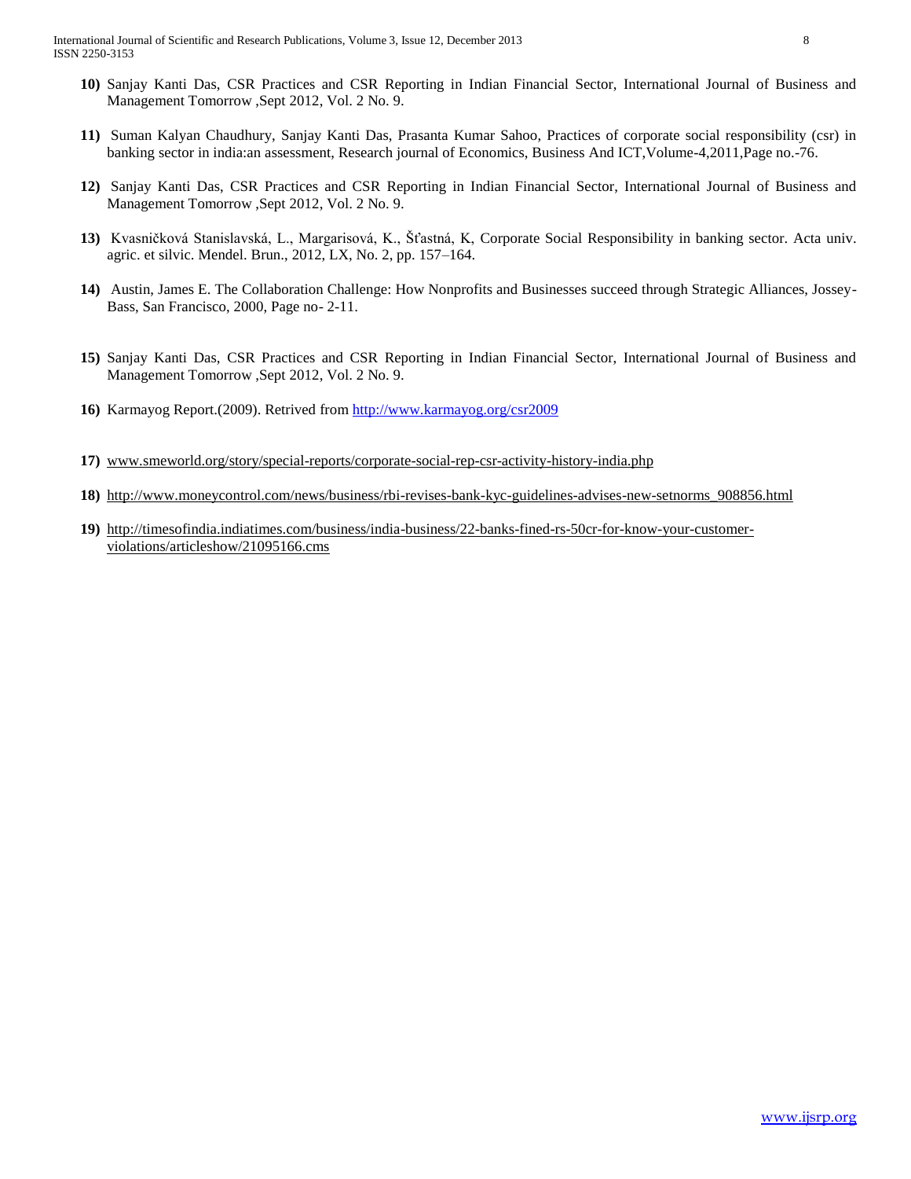10) Sanjay Kanti Das, CSR Practices and CSR Reporting in Indian Financial Sector, International Journal of Business and Management Tomorrow ,Sept 2012, Vol. 2 No. 9.

11) Suman Kalyan Chaudhury, Sanjay Kanti Das, Prasanta Kumar Sahoo, Practices of corporate social responsibility (csr) in banking sector in india:an assessment, Research journal of Economics, Business And ICT,Volume-4,2011,Page no.-76.

12) Sanjay Kanti Das, CSR Practices and CSR Reporting in Indian Financial Sector, International Journal of Business and Management Tomorrow ,Sept 2012, Vol. 2 No. 9.

13) Kvasničková Stanislavská, L., Margarisová, K., Šťastná, K, Corporate Social Responsibility in banking sector. Acta univ. agric. et silvic. Mendel. Brun., 2012, LX, No. 2, pp. 157–164.

14) Austin, James E. The Collaboration Challenge: How Nonprofits and Businesses succeed through Strategic Alliances, Jossey-Bass, San Francisco, 2000, Page no- 2-11.

15) Sanjay Kanti Das, CSR Practices and CSR Reporting in Indian Financial Sector, International Journal of Business and Management Tomorrow ,Sept 2012, Vol. 2 No. 9.

16) Karmayog Report.(2009). Retrived from http://www.karmayog.org/csr2009

17) www.smeworld.org/story/special-reports/corporate-social-rep-csr-activity-history-india.php

18) http://www.moneycontrol.com/news/business/rbi-revises-bank-kyc-guidelines-advises-new-setnorms_908856.html

19) http://timesofindia.indiatimes.com/business/india-business/22-banks-fined-rs-50cr-for-know-your-customer-violations/articleshow/21095166.cms